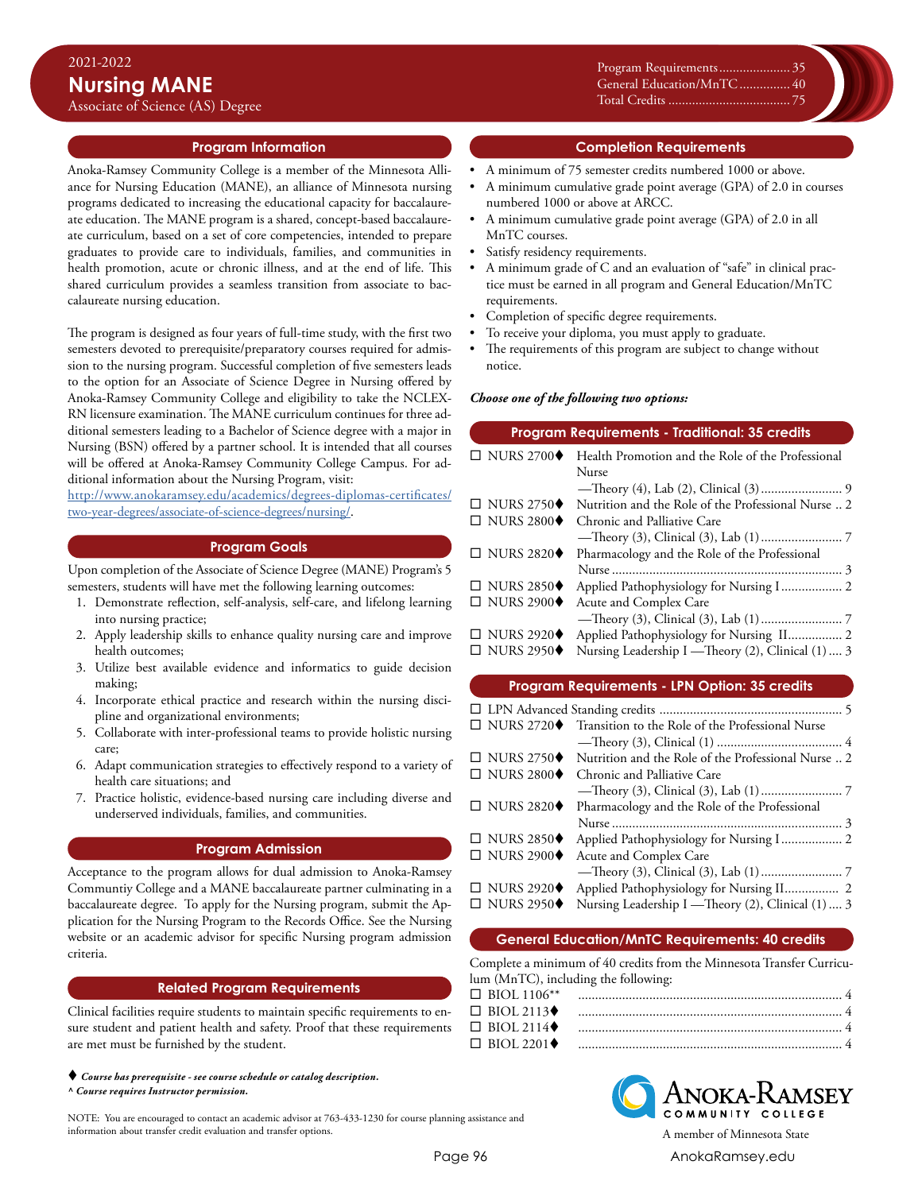2021-2022

# Nursing MANE

Associate of Science (AS) Degree

| | |
|---|---|
| Program Requirements | 35 |
| General Education/MnTC | 40 |
| Total Credits | 75 |

## Program Information

Anoka-Ramsey Community College is a member of the Minnesota Alliance for Nursing Education (MANE), an alliance of Minnesota nursing programs dedicated to increasing the educational capacity for baccalaureate education. The MANE program is a shared, concept-based baccalaureate curriculum, based on a set of core competencies, intended to prepare graduates to provide care to individuals, families, and communities in health promotion, acute or chronic illness, and at the end of life. This shared curriculum provides a seamless transition from associate to baccalaureate nursing education.

The program is designed as four years of full-time study, with the first two semesters devoted to prerequisite/preparatory courses required for admission to the nursing program. Successful completion of five semesters leads to the option for an Associate of Science Degree in Nursing offered by Anoka-Ramsey Community College and eligibility to take the NCLEX-RN licensure examination. The MANE curriculum continues for three additional semesters leading to a Bachelor of Science degree with a major in Nursing (BSN) offered by a partner school. It is intended that all courses will be offered at Anoka-Ramsey Community College Campus. For additional information about the Nursing Program, visit: http://www.anokaramsey.edu/academics/degrees-diplomas-certificates/two-year-degrees/associate-of-science-degrees/nursing/.

## Program Goals

Upon completion of the Associate of Science Degree (MANE) Program's 5 semesters, students will have met the following learning outcomes:

1. Demonstrate reflection, self-analysis, self-care, and lifelong learning into nursing practice;
2. Apply leadership skills to enhance quality nursing care and improve health outcomes;
3. Utilize best available evidence and informatics to guide decision making;
4. Incorporate ethical practice and research within the nursing discipline and organizational environments;
5. Collaborate with inter-professional teams to provide holistic nursing care;
6. Adapt communication strategies to effectively respond to a variety of health care situations; and
7. Practice holistic, evidence-based nursing care including diverse and underserved individuals, families, and communities.

## Program Admission

Acceptance to the program allows for dual admission to Anoka-Ramsey Communtiy College and a MANE baccalaureate partner culminating in a baccalaureate degree. To apply for the Nursing program, submit the Application for the Nursing Program to the Records Office. See the Nursing website or an academic advisor for specific Nursing program admission criteria.

## Related Program Requirements

Clinical facilities require students to maintain specific requirements to ensure student and patient health and safety. Proof that these requirements are met must be furnished by the student.

## Completion Requirements

- A minimum of 75 semester credits numbered 1000 or above.
- A minimum cumulative grade point average (GPA) of 2.0 in courses numbered 1000 or above at ARCC.
- A minimum cumulative grade point average (GPA) of 2.0 in all MnTC courses.
- Satisfy residency requirements.
- A minimum grade of C and an evaluation of "safe" in clinical practice must be earned in all program and General Education/MnTC requirements.
- Completion of specific degree requirements.
- To receive your diploma, you must apply to graduate.
- The requirements of this program are subject to change without notice.

***Choose one of the following two options:***

## Program Requirements - Traditional: 35 credits

| Course | Title | Credits |
|---|---|---|
| ☐ NURS 2700♦ | Health Promotion and the Role of the Professional Nurse —Theory (4), Lab (2), Clinical (3) | 9 |
| ☐ NURS 2750♦ | Nutrition and the Role of the Professional Nurse | 2 |
| ☐ NURS 2800♦ | Chronic and Palliative Care —Theory (3), Clinical (3), Lab (1) | 7 |
| ☐ NURS 2820♦ | Pharmacology and the Role of the Professional Nurse | 3 |
| ☐ NURS 2850♦ | Applied Pathophysiology for Nursing I | 2 |
| ☐ NURS 2900♦ | Acute and Complex Care —Theory (3), Clinical (3), Lab (1) | 7 |
| ☐ NURS 2920♦ | Applied Pathophysiology for Nursing II | 2 |
| ☐ NURS 2950♦ | Nursing Leadership I —Theory (2), Clinical (1) | 3 |

## Program Requirements - LPN Option: 35 credits

| Course | Title | Credits |
|---|---|---|
| ☐ LPN Advanced Standing credits | | 5 |
| ☐ NURS 2720♦ | Transition to the Role of the Professional Nurse —Theory (3), Clinical (1) | 4 |
| ☐ NURS 2750♦ | Nutrition and the Role of the Professional Nurse | 2 |
| ☐ NURS 2800♦ | Chronic and Palliative Care —Theory (3), Clinical (3), Lab (1) | 7 |
| ☐ NURS 2820♦ | Pharmacology and the Role of the Professional Nurse | 3 |
| ☐ NURS 2850♦ | Applied Pathophysiology for Nursing I | 2 |
| ☐ NURS 2900♦ | Acute and Complex Care —Theory (3), Clinical (3), Lab (1) | 7 |
| ☐ NURS 2920♦ | Applied Pathophysiology for Nursing II | 2 |
| ☐ NURS 2950♦ | Nursing Leadership I —Theory (2), Clinical (1) | 3 |

## General Education/MnTC Requirements: 40 credits

Complete a minimum of 40 credits from the Minnesota Transfer Curriculum (MnTC), including the following:

| Course | Credits |
|---|---|
| ☐ BIOL 1106** | 4 |
| ☐ BIOL 2113♦ | 4 |
| ☐ BIOL 2114♦ | 4 |
| ☐ BIOL 2201♦ | 4 |

♦ *Course has prerequisite - see course schedule or catalog description.*
^ *Course requires Instructor permission.*

NOTE: You are encouraged to contact an academic advisor at 763-433-1230 for course planning assistance and information about transfer credit evaluation and transfer options.

Anoka-Ramsey Community College
A member of Minnesota State
AnokaRamsey.edu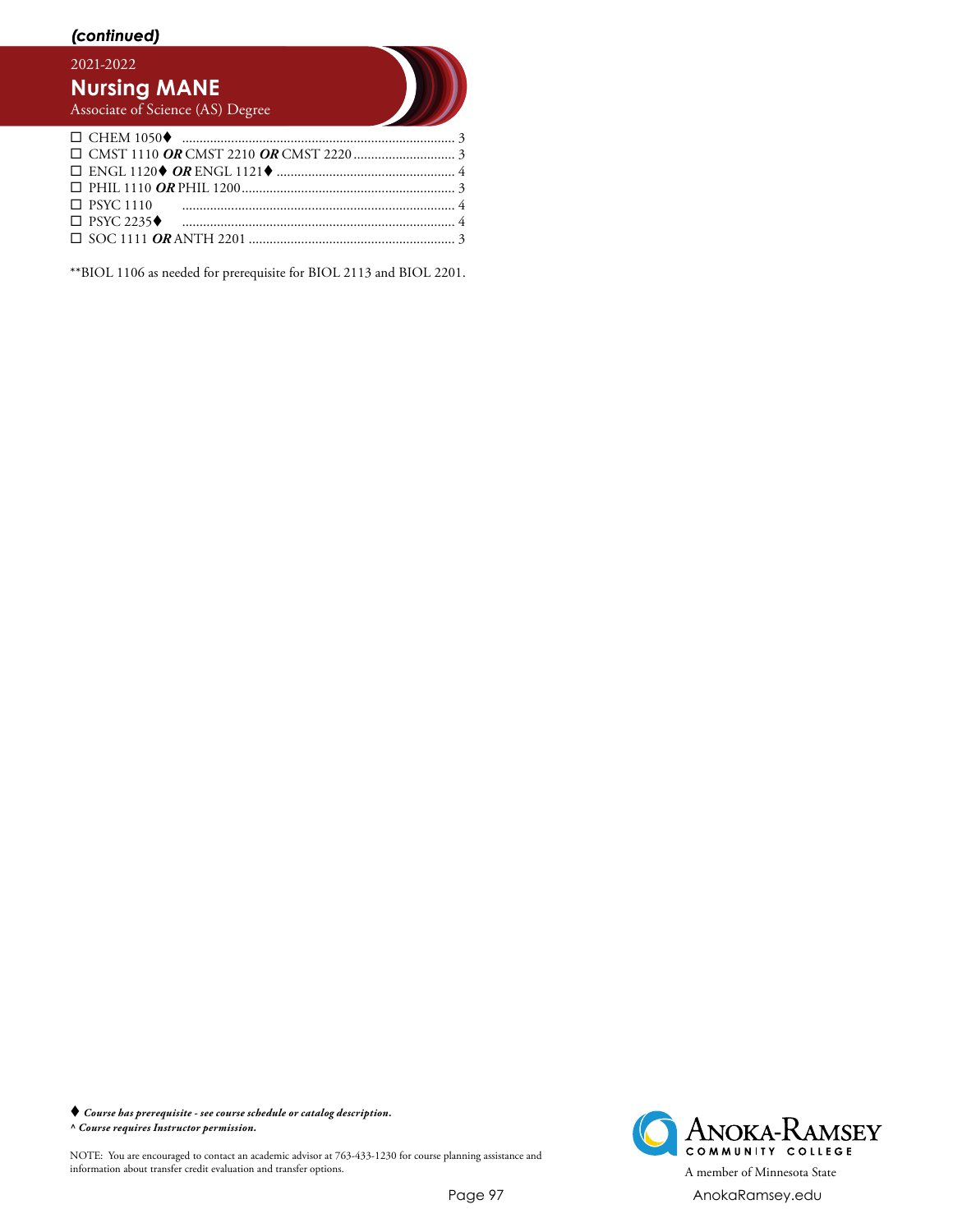*(continued)*

2021-2022

# Nursing MANE

Associate of Science (AS) Degree

- ☐ CHEM 1050♦ ........................................ 3
- ☐ CMST 1110 ***OR*** CMST 2210 ***OR*** CMST 2220 ........................................ 3
- ☐ ENGL 1120♦ ***OR*** ENGL 1121♦ ........................................ 4
- ☐ PHIL 1110 ***OR*** PHIL 1200 ........................................ 3
- ☐ PSYC 1110 ........................................ 4
- ☐ PSYC 2235♦ ........................................ 4
- ☐ SOC 1111 ***OR*** ANTH 2201 ........................................ 3

**BIOL 1106 as needed for prerequisite for BIOL 2113 and BIOL 2201.

♦ ***Course has prerequisite - see course schedule or catalog description.***

^ ***Course requires Instructor permission.***

NOTE: You are encouraged to contact an academic advisor at 763-433-1230 for course planning assistance and information about transfer credit evaluation and transfer options.

Anoka-Ramsey Community College

A member of Minnesota State

AnokaRamsey.edu